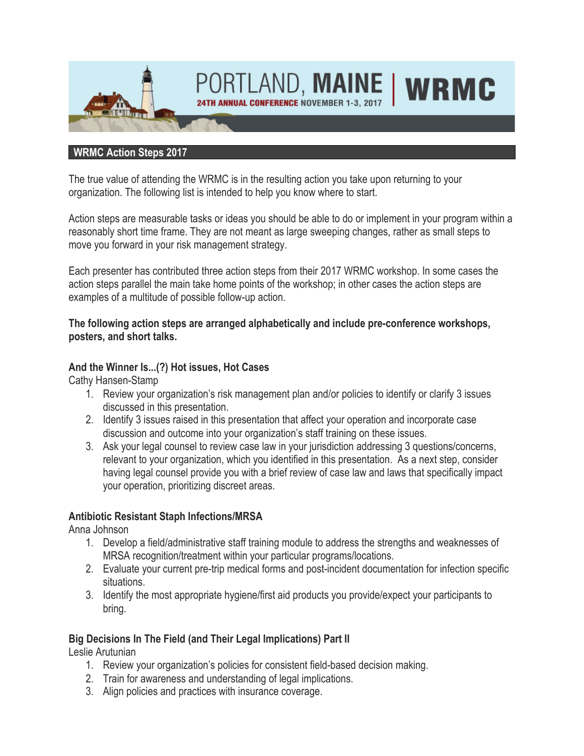PORTLAND, **MAINE** | **WRMC**

**24TH ANNUAL CONFERENCE** NOVEMBER 1-3, 2017

## WRMC Action Steps 2017

The true value of attending the WRMC is in the resulting action you take upon returning to your organization. The following list is intended to help you know where to start.

Action steps are measurable tasks or ideas you should be able to do or implement in your program within a reasonably short time frame. They are not meant as large sweeping changes, rather as small steps to move you forward in your risk management strategy.

Each presenter has contributed three action steps from their 2017 WRMC workshop. In some cases the action steps parallel the main take home points of the workshop; in other cases the action steps are examples of a multitude of possible follow-up action.

**The following action steps are arranged alphabetically and include pre-conference workshops, posters, and short talks.**

### And the Winner Is...(?) Hot issues, Hot Cases

Cathy Hansen-Stamp

1. Review your organization's risk management plan and/or policies to identify or clarify 3 issues discussed in this presentation.
2. Identify 3 issues raised in this presentation that affect your operation and incorporate case discussion and outcome into your organization's staff training on these issues.
3. Ask your legal counsel to review case law in your jurisdiction addressing 3 questions/concerns, relevant to your organization, which you identified in this presentation. As a next step, consider having legal counsel provide you with a brief review of case law and laws that specifically impact your operation, prioritizing discreet areas.

### Antibiotic Resistant Staph Infections/MRSA

Anna Johnson

1. Develop a field/administrative staff training module to address the strengths and weaknesses of MRSA recognition/treatment within your particular programs/locations.
2. Evaluate your current pre-trip medical forms and post-incident documentation for infection specific situations.
3. Identify the most appropriate hygiene/first aid products you provide/expect your participants to bring.

### Big Decisions In The Field (and Their Legal Implications) Part II

Leslie Arutunian

1. Review your organization's policies for consistent field-based decision making.
2. Train for awareness and understanding of legal implications.
3. Align policies and practices with insurance coverage.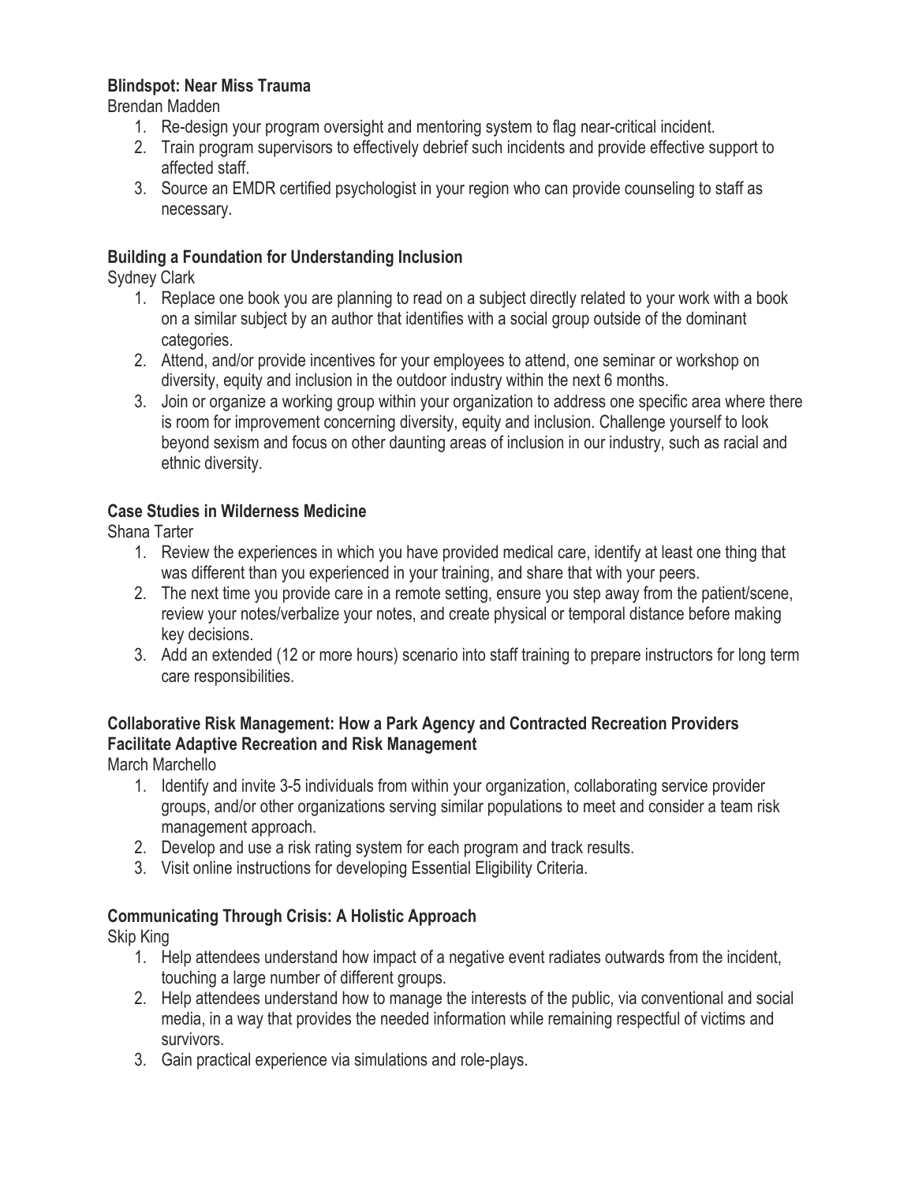**Blindspot: Near Miss Trauma**

Brendan Madden

1. Re-design your program oversight and mentoring system to flag near-critical incident.
2. Train program supervisors to effectively debrief such incidents and provide effective support to affected staff.
3. Source an EMDR certified psychologist in your region who can provide counseling to staff as necessary.

**Building a Foundation for Understanding Inclusion**

Sydney Clark

1. Replace one book you are planning to read on a subject directly related to your work with a book on a similar subject by an author that identifies with a social group outside of the dominant categories.
2. Attend, and/or provide incentives for your employees to attend, one seminar or workshop on diversity, equity and inclusion in the outdoor industry within the next 6 months.
3. Join or organize a working group within your organization to address one specific area where there is room for improvement concerning diversity, equity and inclusion. Challenge yourself to look beyond sexism and focus on other daunting areas of inclusion in our industry, such as racial and ethnic diversity.

**Case Studies in Wilderness Medicine**

Shana Tarter

1. Review the experiences in which you have provided medical care, identify at least one thing that was different than you experienced in your training, and share that with your peers.
2. The next time you provide care in a remote setting, ensure you step away from the patient/scene, review your notes/verbalize your notes, and create physical or temporal distance before making key decisions.
3. Add an extended (12 or more hours) scenario into staff training to prepare instructors for long term care responsibilities.

**Collaborative Risk Management: How a Park Agency and Contracted Recreation Providers Facilitate Adaptive Recreation and Risk Management**

March Marchello

1. Identify and invite 3-5 individuals from within your organization, collaborating service provider groups, and/or other organizations serving similar populations to meet and consider a team risk management approach.
2. Develop and use a risk rating system for each program and track results.
3. Visit online instructions for developing Essential Eligibility Criteria.

**Communicating Through Crisis: A Holistic Approach**

Skip King

1. Help attendees understand how impact of a negative event radiates outwards from the incident, touching a large number of different groups.
2. Help attendees understand how to manage the interests of the public, via conventional and social media, in a way that provides the needed information while remaining respectful of victims and survivors.
3. Gain practical experience via simulations and role-plays.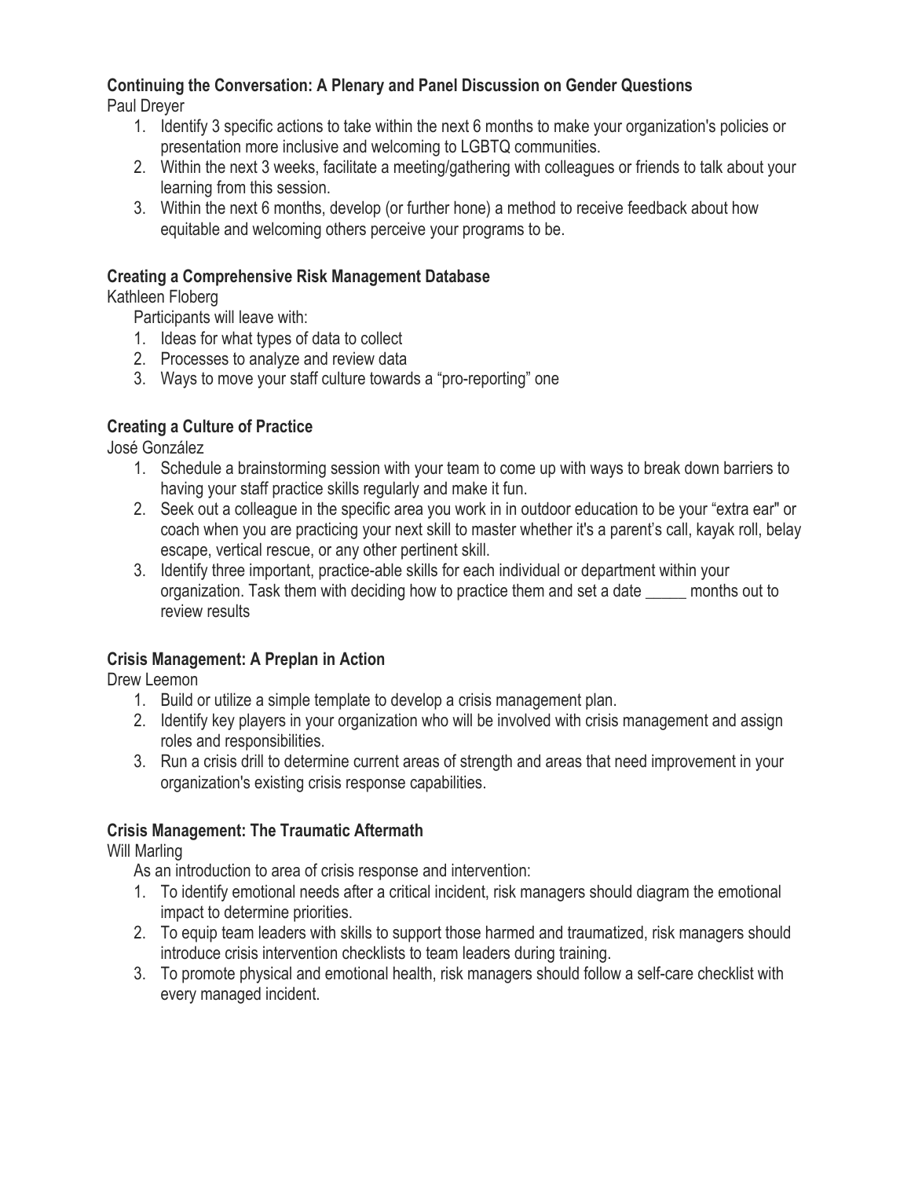**Continuing the Conversation: A Plenary and Panel Discussion on Gender Questions**
Paul Dreyer

1. Identify 3 specific actions to take within the next 6 months to make your organization's policies or presentation more inclusive and welcoming to LGBTQ communities.
2. Within the next 3 weeks, facilitate a meeting/gathering with colleagues or friends to talk about your learning from this session.
3. Within the next 6 months, develop (or further hone) a method to receive feedback about how equitable and welcoming others perceive your programs to be.

**Creating a Comprehensive Risk Management Database**
Kathleen Floberg

Participants will leave with:

1. Ideas for what types of data to collect
2. Processes to analyze and review data
3. Ways to move your staff culture towards a "pro-reporting" one

**Creating a Culture of Practice**
José González

1. Schedule a brainstorming session with your team to come up with ways to break down barriers to having your staff practice skills regularly and make it fun.
2. Seek out a colleague in the specific area you work in in outdoor education to be your "extra ear" or coach when you are practicing your next skill to master whether it's a parent's call, kayak roll, belay escape, vertical rescue, or any other pertinent skill.
3. Identify three important, practice-able skills for each individual or department within your organization. Task them with deciding how to practice them and set a date _____ months out to review results

**Crisis Management: A Preplan in Action**
Drew Leemon

1. Build or utilize a simple template to develop a crisis management plan.
2. Identify key players in your organization who will be involved with crisis management and assign roles and responsibilities.
3. Run a crisis drill to determine current areas of strength and areas that need improvement in your organization's existing crisis response capabilities.

**Crisis Management: The Traumatic Aftermath**
Will Marling

As an introduction to area of crisis response and intervention:

1. To identify emotional needs after a critical incident, risk managers should diagram the emotional impact to determine priorities.
2. To equip team leaders with skills to support those harmed and traumatized, risk managers should introduce crisis intervention checklists to team leaders during training.
3. To promote physical and emotional health, risk managers should follow a self-care checklist with every managed incident.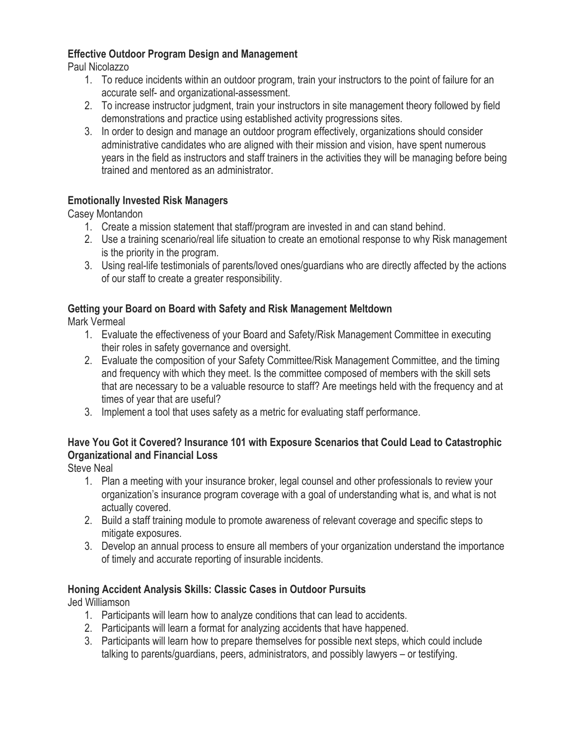**Effective Outdoor Program Design and Management**

Paul Nicolazzo

1. To reduce incidents within an outdoor program, train your instructors to the point of failure for an accurate self- and organizational-assessment.
2. To increase instructor judgment, train your instructors in site management theory followed by field demonstrations and practice using established activity progressions sites.
3. In order to design and manage an outdoor program effectively, organizations should consider administrative candidates who are aligned with their mission and vision, have spent numerous years in the field as instructors and staff trainers in the activities they will be managing before being trained and mentored as an administrator.

**Emotionally Invested Risk Managers**

Casey Montandon

1. Create a mission statement that staff/program are invested in and can stand behind.
2. Use a training scenario/real life situation to create an emotional response to why Risk management is the priority in the program.
3. Using real-life testimonials of parents/loved ones/guardians who are directly affected by the actions of our staff to create a greater responsibility.

**Getting your Board on Board with Safety and Risk Management Meltdown**

Mark Vermeal

1. Evaluate the effectiveness of your Board and Safety/Risk Management Committee in executing their roles in safety governance and oversight.
2. Evaluate the composition of your Safety Committee/Risk Management Committee, and the timing and frequency with which they meet. Is the committee composed of members with the skill sets that are necessary to be a valuable resource to staff? Are meetings held with the frequency and at times of year that are useful?
3. Implement a tool that uses safety as a metric for evaluating staff performance.

**Have You Got it Covered? Insurance 101 with Exposure Scenarios that Could Lead to Catastrophic Organizational and Financial Loss**

Steve Neal

1. Plan a meeting with your insurance broker, legal counsel and other professionals to review your organization's insurance program coverage with a goal of understanding what is, and what is not actually covered.
2. Build a staff training module to promote awareness of relevant coverage and specific steps to mitigate exposures.
3. Develop an annual process to ensure all members of your organization understand the importance of timely and accurate reporting of insurable incidents.

**Honing Accident Analysis Skills: Classic Cases in Outdoor Pursuits**

Jed Williamson

1. Participants will learn how to analyze conditions that can lead to accidents.
2. Participants will learn a format for analyzing accidents that have happened.
3. Participants will learn how to prepare themselves for possible next steps, which could include talking to parents/guardians, peers, administrators, and possibly lawyers – or testifying.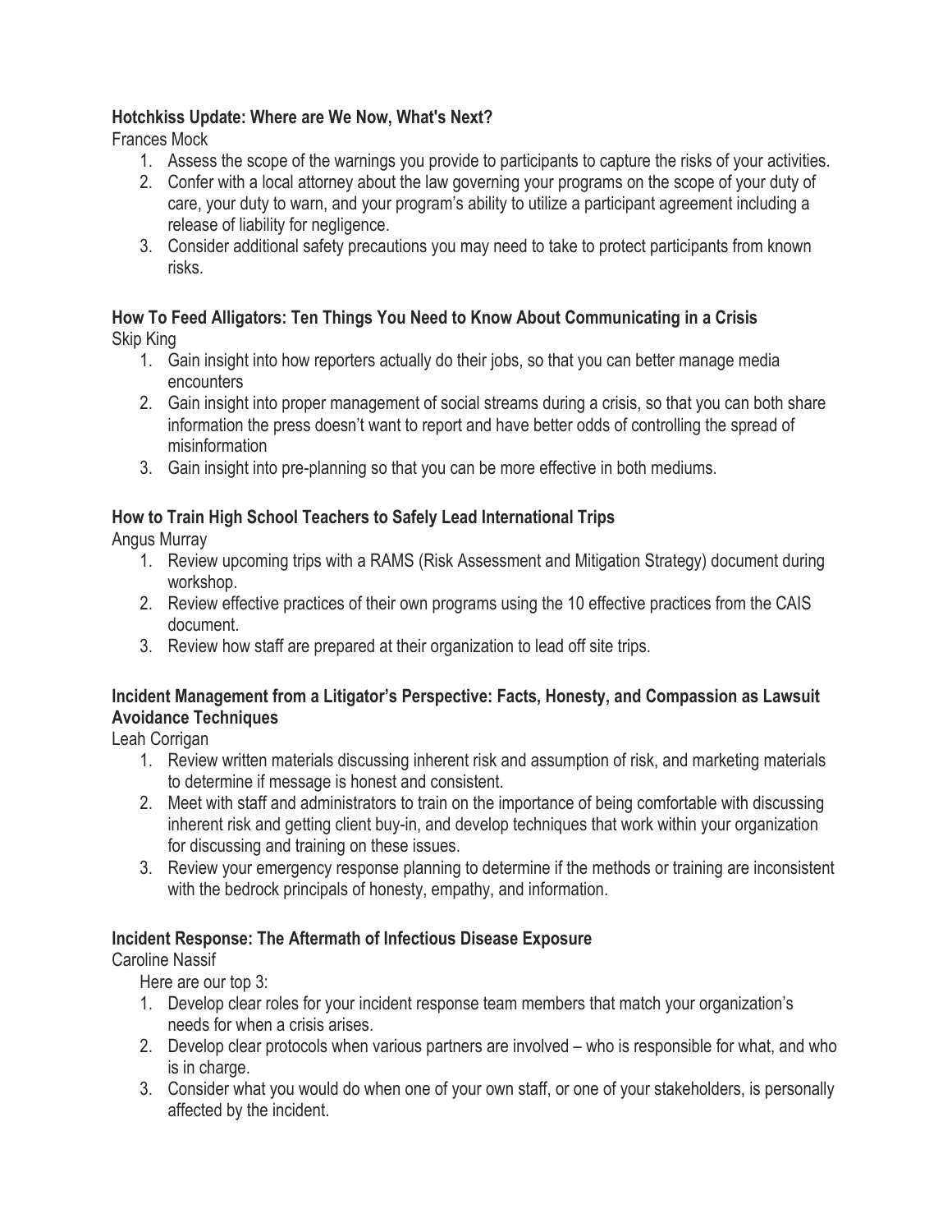**Hotchkiss Update: Where are We Now, What's Next?**
Frances Mock

1. Assess the scope of the warnings you provide to participants to capture the risks of your activities.
2. Confer with a local attorney about the law governing your programs on the scope of your duty of care, your duty to warn, and your program's ability to utilize a participant agreement including a release of liability for negligence.
3. Consider additional safety precautions you may need to take to protect participants from known risks.

**How To Feed Alligators: Ten Things You Need to Know About Communicating in a Crisis**
Skip King

1. Gain insight into how reporters actually do their jobs, so that you can better manage media encounters
2. Gain insight into proper management of social streams during a crisis, so that you can both share information the press doesn't want to report and have better odds of controlling the spread of misinformation
3. Gain insight into pre-planning so that you can be more effective in both mediums.

**How to Train High School Teachers to Safely Lead International Trips**
Angus Murray

1. Review upcoming trips with a RAMS (Risk Assessment and Mitigation Strategy) document during workshop.
2. Review effective practices of their own programs using the 10 effective practices from the CAIS document.
3. Review how staff are prepared at their organization to lead off site trips.

**Incident Management from a Litigator's Perspective: Facts, Honesty, and Compassion as Lawsuit Avoidance Techniques**
Leah Corrigan

1. Review written materials discussing inherent risk and assumption of risk, and marketing materials to determine if message is honest and consistent.
2. Meet with staff and administrators to train on the importance of being comfortable with discussing inherent risk and getting client buy-in, and develop techniques that work within your organization for discussing and training on these issues.
3. Review your emergency response planning to determine if the methods or training are inconsistent with the bedrock principals of honesty, empathy, and information.

**Incident Response: The Aftermath of Infectious Disease Exposure**
Caroline Nassif

Here are our top 3:

1. Develop clear roles for your incident response team members that match your organization's needs for when a crisis arises.
2. Develop clear protocols when various partners are involved – who is responsible for what, and who is in charge.
3. Consider what you would do when one of your own staff, or one of your stakeholders, is personally affected by the incident.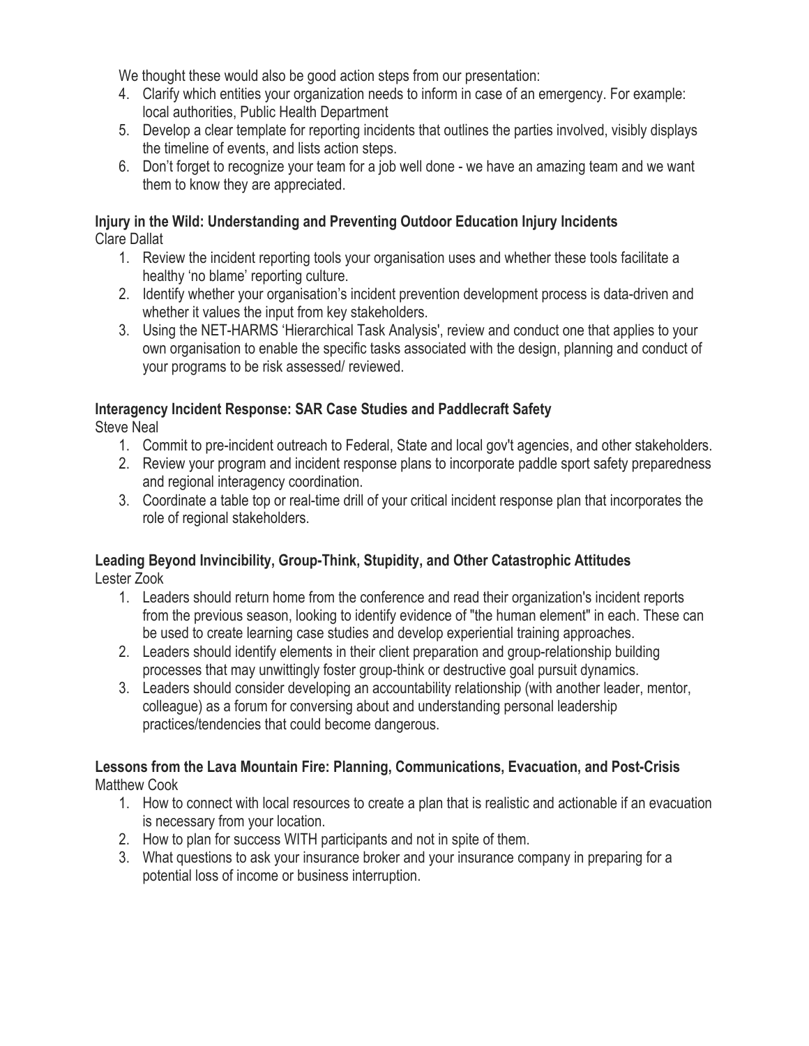We thought these would also be good action steps from our presentation:

4. Clarify which entities your organization needs to inform in case of an emergency. For example: local authorities, Public Health Department
5. Develop a clear template for reporting incidents that outlines the parties involved, visibly displays the timeline of events, and lists action steps.
6. Don't forget to recognize your team for a job well done - we have an amazing team and we want them to know they are appreciated.

**Injury in the Wild: Understanding and Preventing Outdoor Education Injury Incidents**
Clare Dallat

1. Review the incident reporting tools your organisation uses and whether these tools facilitate a healthy 'no blame' reporting culture.
2. Identify whether your organisation's incident prevention development process is data-driven and whether it values the input from key stakeholders.
3. Using the NET-HARMS 'Hierarchical Task Analysis', review and conduct one that applies to your own organisation to enable the specific tasks associated with the design, planning and conduct of your programs to be risk assessed/ reviewed.

**Interagency Incident Response: SAR Case Studies and Paddlecraft Safety**
Steve Neal

1. Commit to pre-incident outreach to Federal, State and local gov't agencies, and other stakeholders.
2. Review your program and incident response plans to incorporate paddle sport safety preparedness and regional interagency coordination.
3. Coordinate a table top or real-time drill of your critical incident response plan that incorporates the role of regional stakeholders.

**Leading Beyond Invincibility, Group-Think, Stupidity, and Other Catastrophic Attitudes**
Lester Zook

1. Leaders should return home from the conference and read their organization's incident reports from the previous season, looking to identify evidence of "the human element" in each. These can be used to create learning case studies and develop experiential training approaches.
2. Leaders should identify elements in their client preparation and group-relationship building processes that may unwittingly foster group-think or destructive goal pursuit dynamics.
3. Leaders should consider developing an accountability relationship (with another leader, mentor, colleague) as a forum for conversing about and understanding personal leadership practices/tendencies that could become dangerous.

**Lessons from the Lava Mountain Fire: Planning, Communications, Evacuation, and Post-Crisis**
Matthew Cook

1. How to connect with local resources to create a plan that is realistic and actionable if an evacuation is necessary from your location.
2. How to plan for success WITH participants and not in spite of them.
3. What questions to ask your insurance broker and your insurance company in preparing for a potential loss of income or business interruption.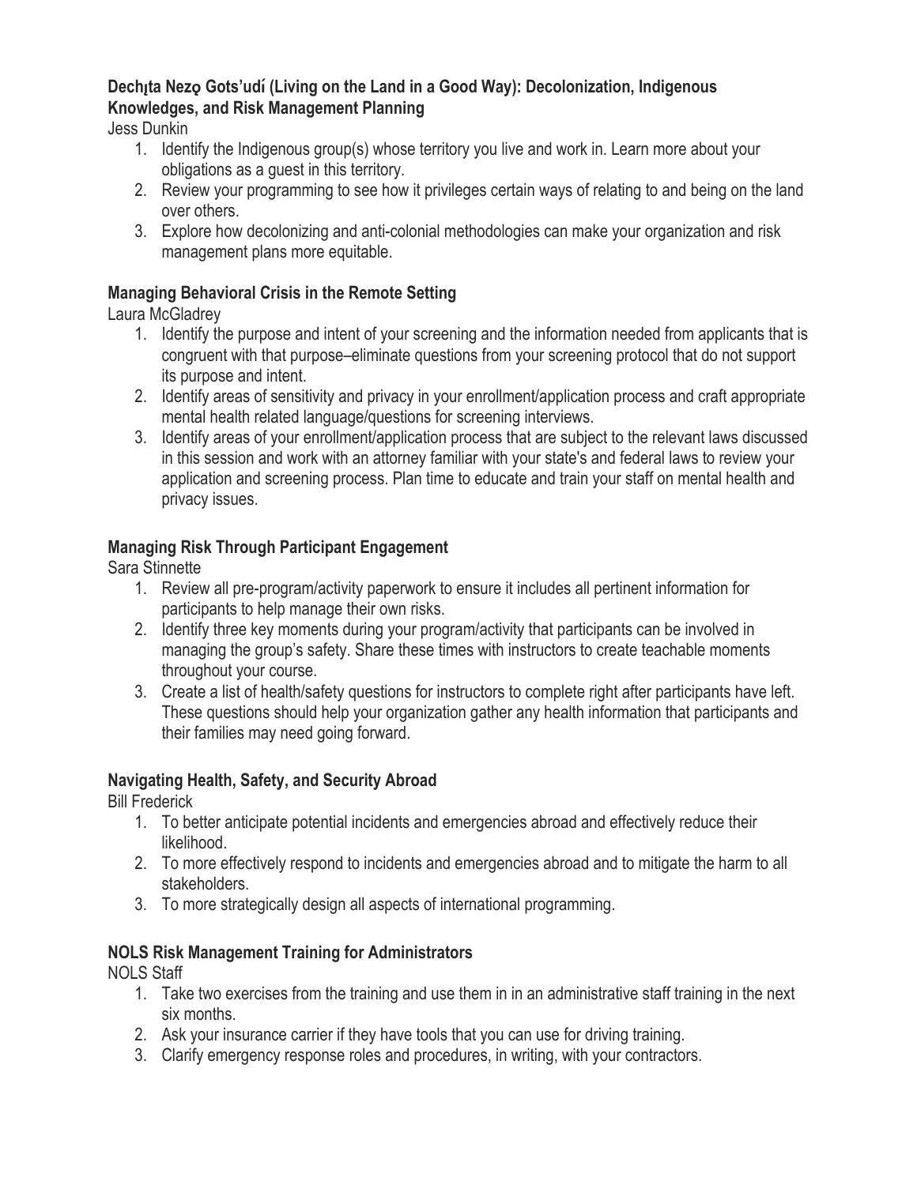**Dechįta Nezǫ Gots'udí (Living on the Land in a Good Way): Decolonization, Indigenous Knowledges, and Risk Management Planning**

Jess Dunkin

1. Identify the Indigenous group(s) whose territory you live and work in. Learn more about your obligations as a guest in this territory.
2. Review your programming to see how it privileges certain ways of relating to and being on the land over others.
3. Explore how decolonizing and anti-colonial methodologies can make your organization and risk management plans more equitable.

**Managing Behavioral Crisis in the Remote Setting**

Laura McGladrey

1. Identify the purpose and intent of your screening and the information needed from applicants that is congruent with that purpose–eliminate questions from your screening protocol that do not support its purpose and intent.
2. Identify areas of sensitivity and privacy in your enrollment/application process and craft appropriate mental health related language/questions for screening interviews.
3. Identify areas of your enrollment/application process that are subject to the relevant laws discussed in this session and work with an attorney familiar with your state's and federal laws to review your application and screening process. Plan time to educate and train your staff on mental health and privacy issues.

**Managing Risk Through Participant Engagement**

Sara Stinnette

1. Review all pre-program/activity paperwork to ensure it includes all pertinent information for participants to help manage their own risks.
2. Identify three key moments during your program/activity that participants can be involved in managing the group's safety. Share these times with instructors to create teachable moments throughout your course.
3. Create a list of health/safety questions for instructors to complete right after participants have left. These questions should help your organization gather any health information that participants and their families may need going forward.

**Navigating Health, Safety, and Security Abroad**

Bill Frederick

1. To better anticipate potential incidents and emergencies abroad and effectively reduce their likelihood.
2. To more effectively respond to incidents and emergencies abroad and to mitigate the harm to all stakeholders.
3. To more strategically design all aspects of international programming.

**NOLS Risk Management Training for Administrators**

NOLS Staff

1. Take two exercises from the training and use them in in an administrative staff training in the next six months.
2. Ask your insurance carrier if they have tools that you can use for driving training.
3. Clarify emergency response roles and procedures, in writing, with your contractors.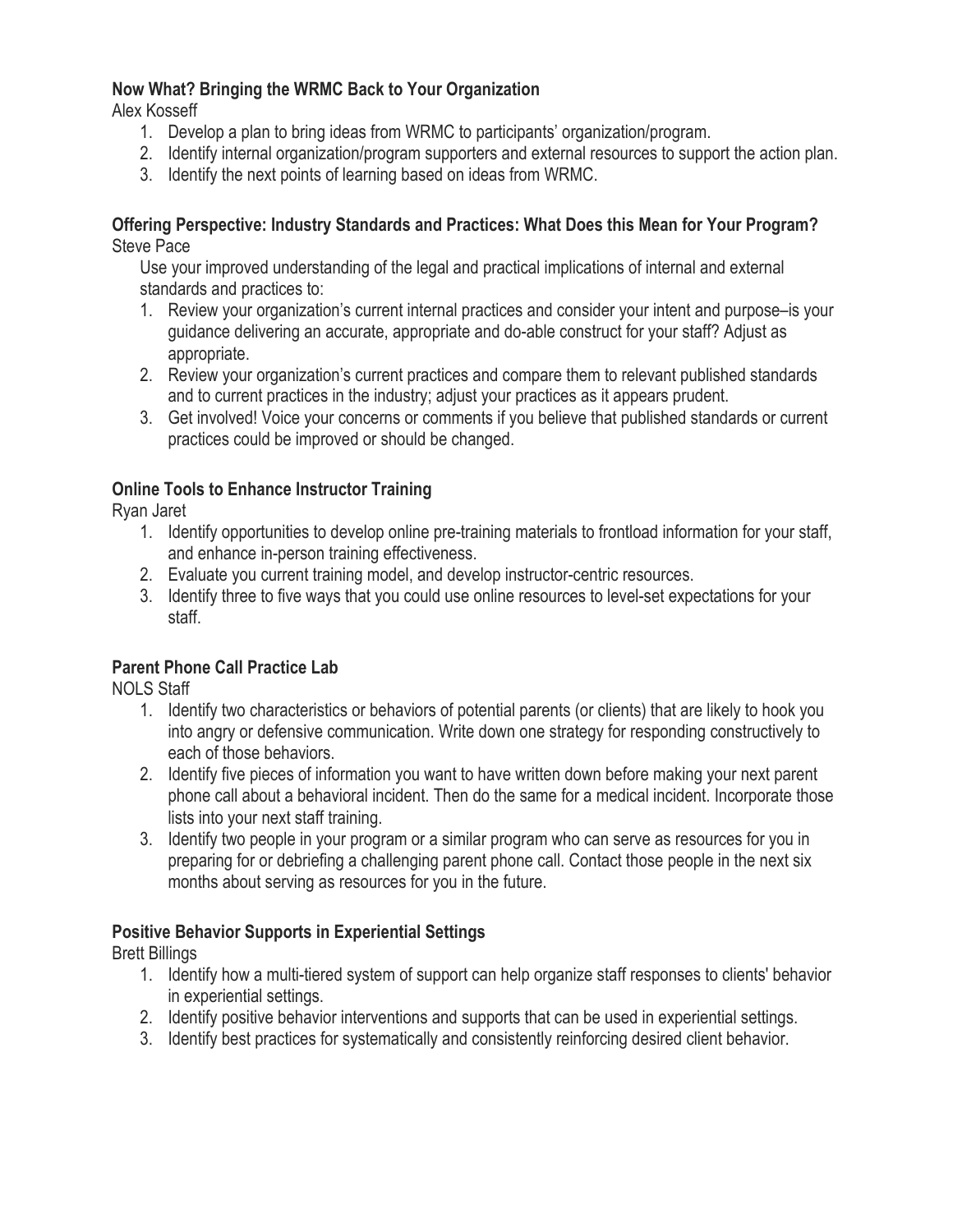**Now What? Bringing the WRMC Back to Your Organization**
Alex Kosseff

1. Develop a plan to bring ideas from WRMC to participants' organization/program.
2. Identify internal organization/program supporters and external resources to support the action plan.
3. Identify the next points of learning based on ideas from WRMC.

**Offering Perspective: Industry Standards and Practices: What Does this Mean for Your Program?**
Steve Pace

Use your improved understanding of the legal and practical implications of internal and external standards and practices to:

1. Review your organization's current internal practices and consider your intent and purpose–is your guidance delivering an accurate, appropriate and do-able construct for your staff? Adjust as appropriate.
2. Review your organization's current practices and compare them to relevant published standards and to current practices in the industry; adjust your practices as it appears prudent.
3. Get involved! Voice your concerns or comments if you believe that published standards or current practices could be improved or should be changed.

**Online Tools to Enhance Instructor Training**
Ryan Jaret

1. Identify opportunities to develop online pre-training materials to frontload information for your staff, and enhance in-person training effectiveness.
2. Evaluate you current training model, and develop instructor-centric resources.
3. Identify three to five ways that you could use online resources to level-set expectations for your staff.

**Parent Phone Call Practice Lab**
NOLS Staff

1. Identify two characteristics or behaviors of potential parents (or clients) that are likely to hook you into angry or defensive communication. Write down one strategy for responding constructively to each of those behaviors.
2. Identify five pieces of information you want to have written down before making your next parent phone call about a behavioral incident. Then do the same for a medical incident. Incorporate those lists into your next staff training.
3. Identify two people in your program or a similar program who can serve as resources for you in preparing for or debriefing a challenging parent phone call. Contact those people in the next six months about serving as resources for you in the future.

**Positive Behavior Supports in Experiential Settings**
Brett Billings

1. Identify how a multi-tiered system of support can help organize staff responses to clients' behavior in experiential settings.
2. Identify positive behavior interventions and supports that can be used in experiential settings.
3. Identify best practices for systematically and consistently reinforcing desired client behavior.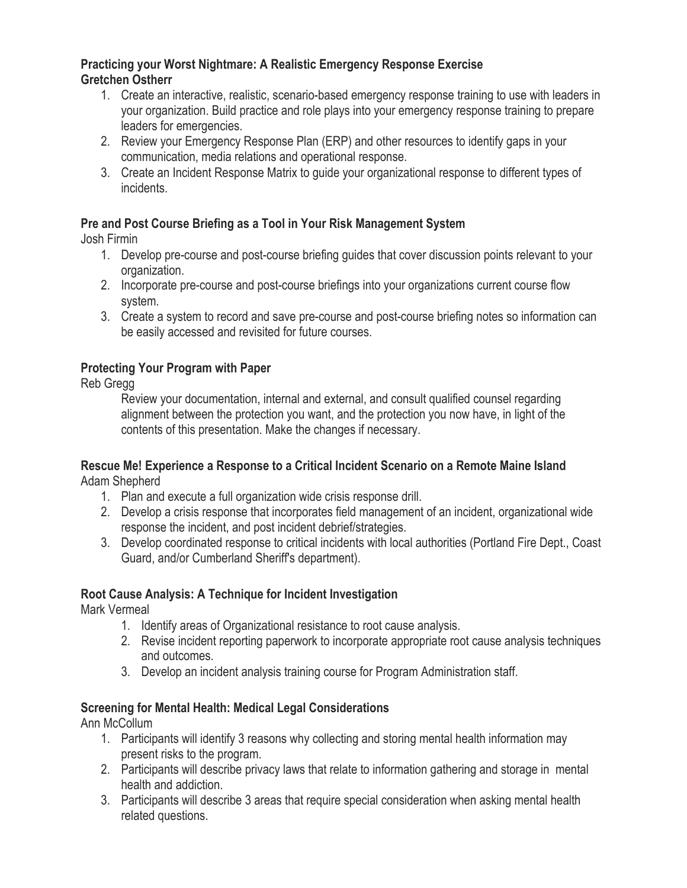**Practicing your Worst Nightmare: A Realistic Emergency Response Exercise**
**Gretchen Ostherr**

1. Create an interactive, realistic, scenario-based emergency response training to use with leaders in your organization. Build practice and role plays into your emergency response training to prepare leaders for emergencies.
2. Review your Emergency Response Plan (ERP) and other resources to identify gaps in your communication, media relations and operational response.
3. Create an Incident Response Matrix to guide your organizational response to different types of incidents.

**Pre and Post Course Briefing as a Tool in Your Risk Management System**
Josh Firmin

1. Develop pre-course and post-course briefing guides that cover discussion points relevant to your organization.
2. Incorporate pre-course and post-course briefings into your organizations current course flow system.
3. Create a system to record and save pre-course and post-course briefing notes so information can be easily accessed and revisited for future courses.

**Protecting Your Program with Paper**
Reb Gregg

Review your documentation, internal and external, and consult qualified counsel regarding alignment between the protection you want, and the protection you now have, in light of the contents of this presentation. Make the changes if necessary.

**Rescue Me! Experience a Response to a Critical Incident Scenario on a Remote Maine Island**
Adam Shepherd

1. Plan and execute a full organization wide crisis response drill.
2. Develop a crisis response that incorporates field management of an incident, organizational wide response the incident, and post incident debrief/strategies.
3. Develop coordinated response to critical incidents with local authorities (Portland Fire Dept., Coast Guard, and/or Cumberland Sheriff's department).

**Root Cause Analysis: A Technique for Incident Investigation**
Mark Vermeal

1. Identify areas of Organizational resistance to root cause analysis.
2. Revise incident reporting paperwork to incorporate appropriate root cause analysis techniques and outcomes.
3. Develop an incident analysis training course for Program Administration staff.

**Screening for Mental Health: Medical Legal Considerations**
Ann McCollum

1. Participants will identify 3 reasons why collecting and storing mental health information may present risks to the program.
2. Participants will describe privacy laws that relate to information gathering and storage in mental health and addiction.
3. Participants will describe 3 areas that require special consideration when asking mental health related questions.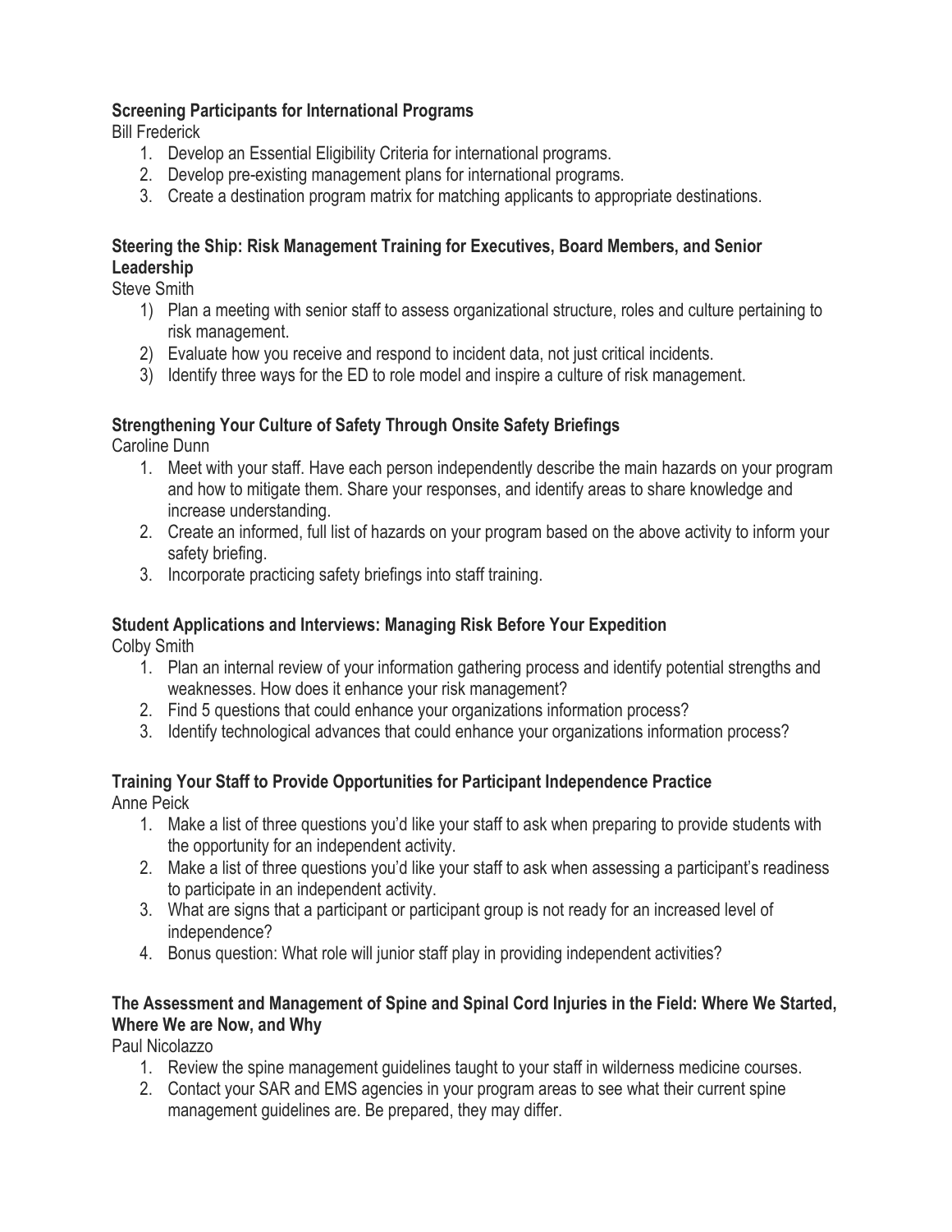**Screening Participants for International Programs**

Bill Frederick

1. Develop an Essential Eligibility Criteria for international programs.
2. Develop pre-existing management plans for international programs.
3. Create a destination program matrix for matching applicants to appropriate destinations.

**Steering the Ship: Risk Management Training for Executives, Board Members, and Senior Leadership**

Steve Smith

1) Plan a meeting with senior staff to assess organizational structure, roles and culture pertaining to risk management.
2) Evaluate how you receive and respond to incident data, not just critical incidents.
3) Identify three ways for the ED to role model and inspire a culture of risk management.

**Strengthening Your Culture of Safety Through Onsite Safety Briefings**

Caroline Dunn

1. Meet with your staff. Have each person independently describe the main hazards on your program and how to mitigate them. Share your responses, and identify areas to share knowledge and increase understanding.
2. Create an informed, full list of hazards on your program based on the above activity to inform your safety briefing.
3. Incorporate practicing safety briefings into staff training.

**Student Applications and Interviews: Managing Risk Before Your Expedition**

Colby Smith

1. Plan an internal review of your information gathering process and identify potential strengths and weaknesses. How does it enhance your risk management?
2. Find 5 questions that could enhance your organizations information process?
3. Identify technological advances that could enhance your organizations information process?

**Training Your Staff to Provide Opportunities for Participant Independence Practice**

Anne Peick

1. Make a list of three questions you'd like your staff to ask when preparing to provide students with the opportunity for an independent activity.
2. Make a list of three questions you'd like your staff to ask when assessing a participant's readiness to participate in an independent activity.
3. What are signs that a participant or participant group is not ready for an increased level of independence?
4. Bonus question: What role will junior staff play in providing independent activities?

**The Assessment and Management of Spine and Spinal Cord Injuries in the Field: Where We Started, Where We are Now, and Why**

Paul Nicolazzo

1. Review the spine management guidelines taught to your staff in wilderness medicine courses.
2. Contact your SAR and EMS agencies in your program areas to see what their current spine management guidelines are. Be prepared, they may differ.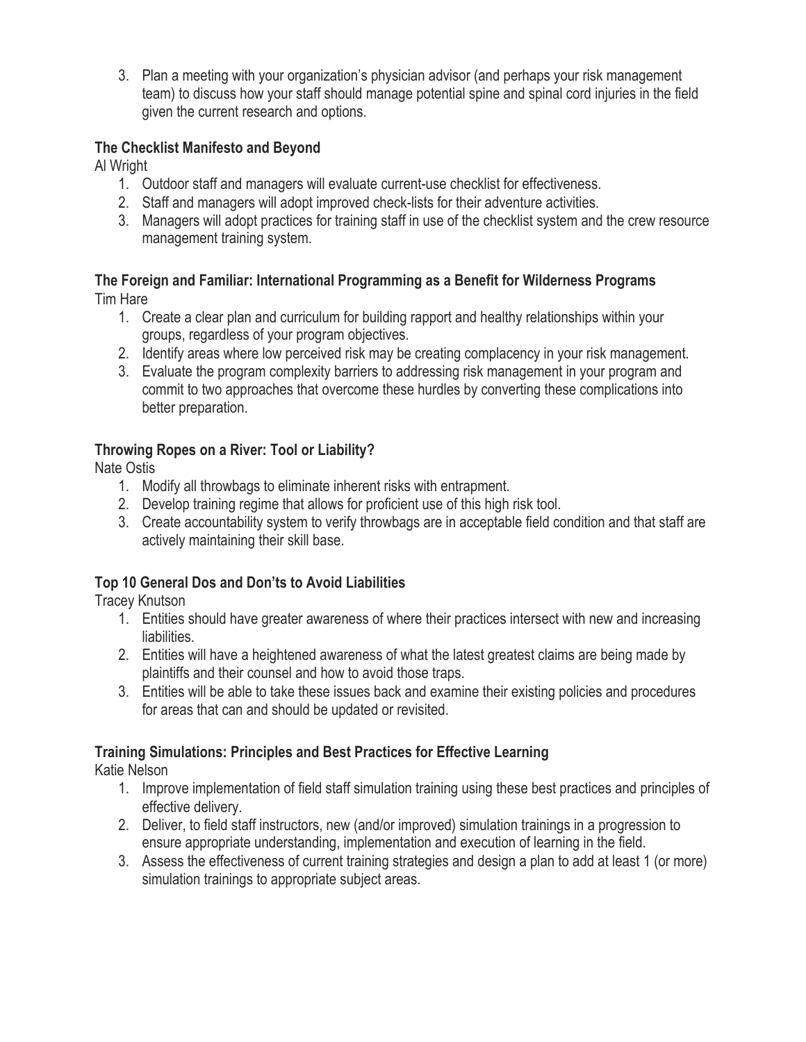3. Plan a meeting with your organization's physician advisor (and perhaps your risk management team) to discuss how your staff should manage potential spine and spinal cord injuries in the field given the current research and options.

**The Checklist Manifesto and Beyond**

Al Wright

1. Outdoor staff and managers will evaluate current-use checklist for effectiveness.
2. Staff and managers will adopt improved check-lists for their adventure activities.
3. Managers will adopt practices for training staff in use of the checklist system and the crew resource management training system.

**The Foreign and Familiar: International Programming as a Benefit for Wilderness Programs**

Tim Hare

1. Create a clear plan and curriculum for building rapport and healthy relationships within your groups, regardless of your program objectives.
2. Identify areas where low perceived risk may be creating complacency in your risk management.
3. Evaluate the program complexity barriers to addressing risk management in your program and commit to two approaches that overcome these hurdles by converting these complications into better preparation.

**Throwing Ropes on a River: Tool or Liability?**

Nate Ostis

1. Modify all throwbags to eliminate inherent risks with entrapment.
2. Develop training regime that allows for proficient use of this high risk tool.
3. Create accountability system to verify throwbags are in acceptable field condition and that staff are actively maintaining their skill base.

**Top 10 General Dos and Don'ts to Avoid Liabilities**

Tracey Knutson

1. Entities should have greater awareness of where their practices intersect with new and increasing liabilities.
2. Entities will have a heightened awareness of what the latest greatest claims are being made by plaintiffs and their counsel and how to avoid those traps.
3. Entities will be able to take these issues back and examine their existing policies and procedures for areas that can and should be updated or revisited.

**Training Simulations: Principles and Best Practices for Effective Learning**

Katie Nelson

1. Improve implementation of field staff simulation training using these best practices and principles of effective delivery.
2. Deliver, to field staff instructors, new (and/or improved) simulation trainings in a progression to ensure appropriate understanding, implementation and execution of learning in the field.
3. Assess the effectiveness of current training strategies and design a plan to add at least 1 (or more) simulation trainings to appropriate subject areas.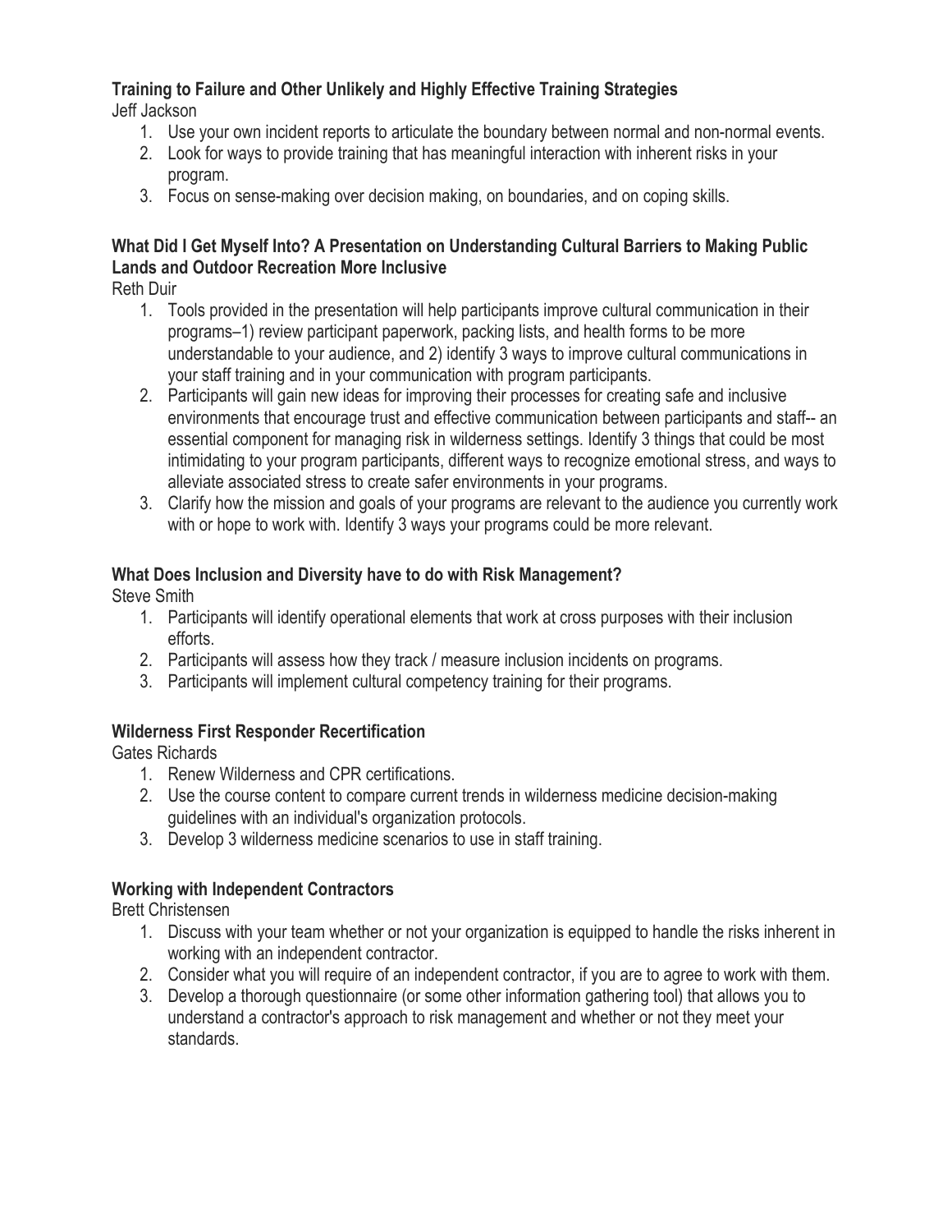**Training to Failure and Other Unlikely and Highly Effective Training Strategies**
Jeff Jackson

1. Use your own incident reports to articulate the boundary between normal and non-normal events.
2. Look for ways to provide training that has meaningful interaction with inherent risks in your program.
3. Focus on sense-making over decision making, on boundaries, and on coping skills.

**What Did I Get Myself Into? A Presentation on Understanding Cultural Barriers to Making Public Lands and Outdoor Recreation More Inclusive**
Reth Duir

1. Tools provided in the presentation will help participants improve cultural communication in their programs–1) review participant paperwork, packing lists, and health forms to be more understandable to your audience, and 2) identify 3 ways to improve cultural communications in your staff training and in your communication with program participants.
2. Participants will gain new ideas for improving their processes for creating safe and inclusive environments that encourage trust and effective communication between participants and staff-- an essential component for managing risk in wilderness settings. Identify 3 things that could be most intimidating to your program participants, different ways to recognize emotional stress, and ways to alleviate associated stress to create safer environments in your programs.
3. Clarify how the mission and goals of your programs are relevant to the audience you currently work with or hope to work with. Identify 3 ways your programs could be more relevant.

**What Does Inclusion and Diversity have to do with Risk Management?**
Steve Smith

1. Participants will identify operational elements that work at cross purposes with their inclusion efforts.
2. Participants will assess how they track / measure inclusion incidents on programs.
3. Participants will implement cultural competency training for their programs.

**Wilderness First Responder Recertification**
Gates Richards

1. Renew Wilderness and CPR certifications.
2. Use the course content to compare current trends in wilderness medicine decision-making guidelines with an individual's organization protocols.
3. Develop 3 wilderness medicine scenarios to use in staff training.

**Working with Independent Contractors**
Brett Christensen

1. Discuss with your team whether or not your organization is equipped to handle the risks inherent in working with an independent contractor.
2. Consider what you will require of an independent contractor, if you are to agree to work with them.
3. Develop a thorough questionnaire (or some other information gathering tool) that allows you to understand a contractor's approach to risk management and whether or not they meet your standards.